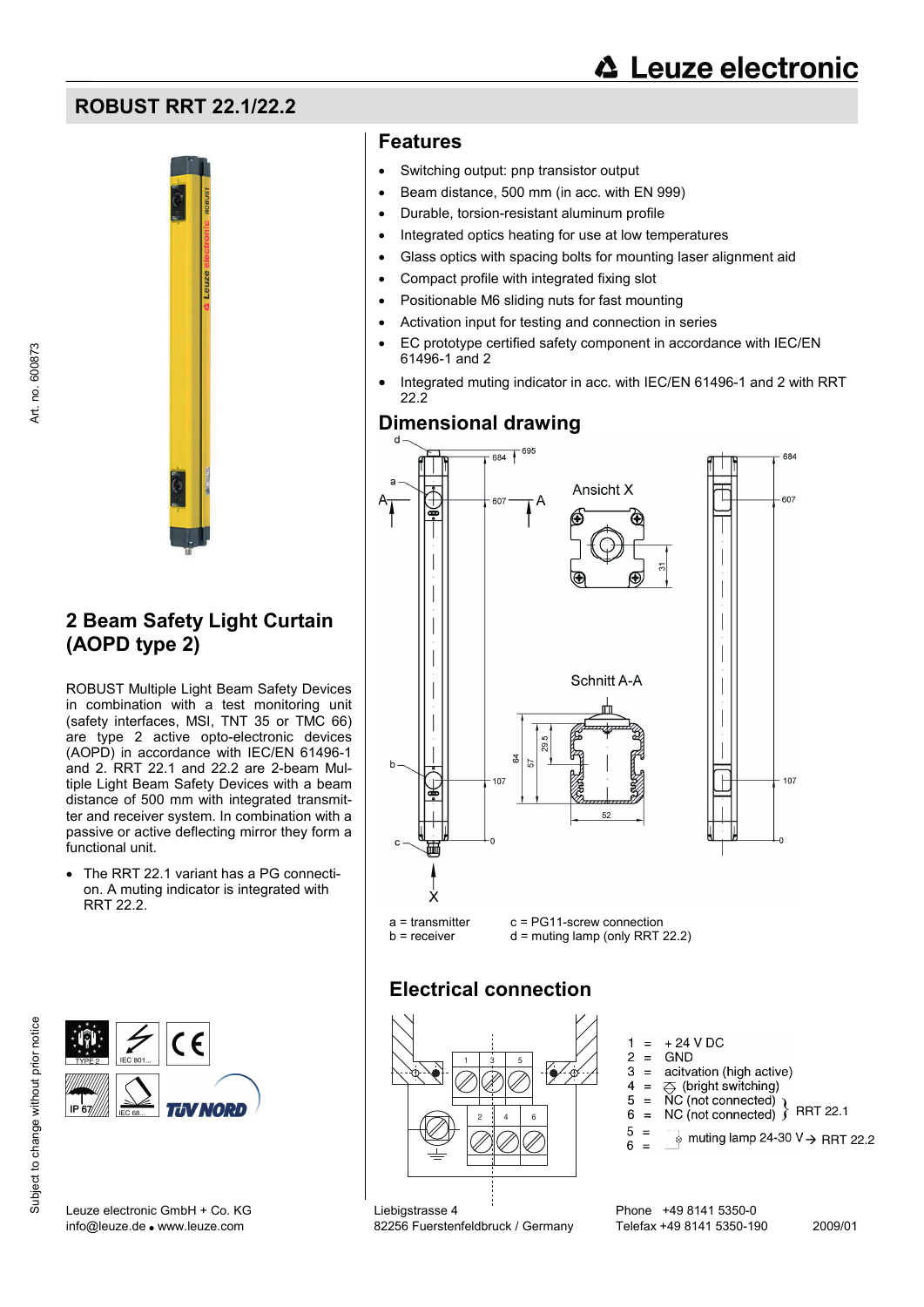# ROBUST RRT 22.1/22.2

## 2 Beam Safety Light Curtain (AOPD type 2)

ROBUST Multiple Light Beam Safety Devices in combination with a test monitoring unit (safety interfaces, MSI, TNT 35 or TMC 66) are type 2 active opto-electronic devices (AOPD) in accordance with IEC/EN 61496-1 and 2. RRT 22.1 and 22.2 are 2-beam Multiple Light Beam Safety Devices with a beam distance of 500 mm with integrated transmitter and receiver system. In combination with a passive or active deflecting mirror they form a functional unit.

- The RRT 22.1 variant has a PG connection. A muting indicator is integrated with RRT 22.2.

## Features

- Switching output: pnp transistor output
- Beam distance, 500 mm (in acc. with EN 999)
- Durable, torsion-resistant aluminum profile
- Integrated optics heating for use at low temperatures
- Glass optics with spacing bolts for mounting laser alignment aid
- Compact profile with integrated fixing slot
- Positionable M6 sliding nuts for fast mounting
- Activation input for testing and connection in series
- EC prototype certified safety component in accordance with IEC/EN 61496-1 and 2
- Integrated muting indicator in acc. with IEC/EN 61496-1 and 2 with RRT 22.2

## Dimensional drawing

a = transmitter
b = receiver
c = PG11-screw connection
d = muting lamp (only RRT 22.2)

## Electrical connection

1 = + 24 V DC
2 = GND
3 = acitvation (high active)
4 = (bright switching)
5 = NC (not connected) } RRT 22.1
6 = NC (not connected)
5 = muting lamp 24-30 V → RRT 22.2
6 =

Leuze electronic GmbH + Co. KG
info@leuze.de • www.leuze.com
Liebigstrasse 4
82256 Fuerstenfeldbruck / Germany
Phone +49 8141 5350-0
Telefax +49 8141 5350-190
2009/01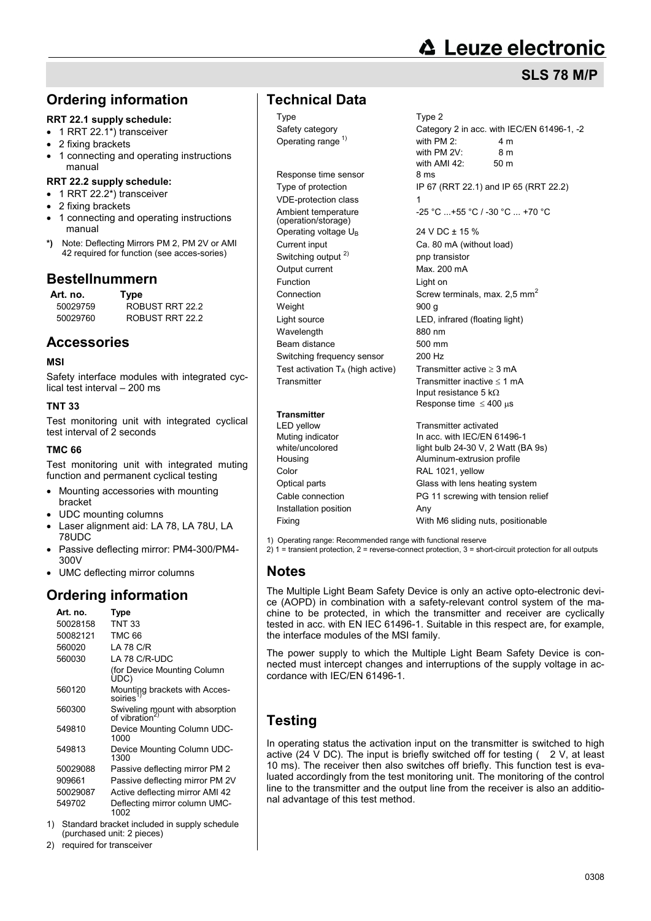## Ordering information

**RRT 22.1 supply schedule:**

- 1 RRT 22.1*) transceiver
- 2 fixing brackets
- 1 connecting and operating instructions manual

**RRT 22.2 supply schedule:**

- 1 RRT 22.2*) transceiver
- 2 fixing brackets
- 1 connecting and operating instructions manual

**\*)** Note: Deflecting Mirrors PM 2, PM 2V or AMI 42 required for function (see acces-sories)

## Bestellnummern

| Art. no. | Type |
|---|---|
| 50029759 | ROBUST RRT 22.2 |
| 50029760 | ROBUST RRT 22.2 |

## Accessories

**MSI**

Safety interface modules with integrated cyclical test interval – 200 ms

**TNT 33**

Test monitoring unit with integrated cyclical test interval of 2 seconds

**TMC 66**

Test monitoring unit with integrated muting function and permanent cyclical testing

- Mounting accessories with mounting bracket
- UDC mounting columns
- Laser alignment aid: LA 78, LA 78U, LA 78UDC
- Passive deflecting mirror: PM4-300/PM4-300V
- UMC deflecting mirror columns

## Ordering information

| Art. no. | Type |
|---|---|
| 50028158 | TNT 33 |
| 50082121 | TMC 66 |
| 560020 | LA 78 C/R |
| 560030 | LA 78 C/R-UDC (for Device Mounting Column UDC) |
| 560120 | Mounting brackets with Accessoires[1] |
| 560300 | Swiveling mount with absorption of vibration[2] |
| 549810 | Device Mounting Column UDC-1000 |
| 549813 | Device Mounting Column UDC-1300 |
| 50029088 | Passive deflecting mirror PM 2 |
| 909661 | Passive deflecting mirror PM 2V |
| 50029087 | Active deflecting mirror AMI 42 |
| 549702 | Deflecting mirror column UMC-1002 |

1) Standard bracket included in supply schedule (purchased unit: 2 pieces)

2) required for transceiver

## Technical Data

| | |
|---|---|
| Type | Type 2 |
| Safety category | Category 2 in acc. with IEC/EN 61496-1, -2 |
| Operating range [1] | with PM 2: 4 m<br>with PM 2V: 8 m<br>with AMI 42: 50 m |
| Response time sensor | 8 ms |
| Type of protection | IP 67 (RRT 22.1) and IP 65 (RRT 22.2) |
| VDE-protection class | 1 |
| Ambient temperature (operation/storage) | -25 °C ...+55 °C / -30 °C ... +70 °C |
| Operating voltage $U_B$ | 24 V DC ± 15 % |
| Current input | Ca. 80 mA (without load) |
| Switching output [2] | pnp transistor |
| Output current | Max. 200 mA |
| Function | Light on |
| Connection | Screw terminals, max. 2,5 mm$^2$ |
| Weight | 900 g |
| Light source | LED, infrared (floating light) |
| Wavelength | 880 nm |
| Beam distance | 500 mm |
| Switching frequency sensor | 200 Hz |
| Test activation $T_A$ (high active) | Transmitter active $\geq$ 3 mA |
| Transmitter | Transmitter inactive $\leq$ 1 mA<br>Input resistance 5 kΩ<br>Response time $\leq$ 400 µs |
| **Transmitter** | |
| LED yellow | Transmitter activated |
| Muting indicator | In acc. with IEC/EN 61496-1 |
| white/uncolored | light bulb 24-30 V, 2 Watt (BA 9s) |
| Housing | Aluminum-extrusion profile |
| Color | RAL 1021, yellow |
| Optical parts | Glass with lens heating system |
| Cable connection | PG 11 screwing with tension relief |
| Installation position | Any |
| Fixing | With M6 sliding nuts, positionable |

1) Operating range: Recommended range with functional reserve

2) 1 = transient protection, 2 = reverse-connect protection, 3 = short-circuit protection for all outputs

## Notes

The Multiple Light Beam Safety Device is only an active opto-electronic device (AOPD) in combination with a safety-relevant control system of the machine to be protected, in which the transmitter and receiver are cyclically tested in acc. with EN IEC 61496-1. Suitable in this respect are, for example, the interface modules of the MSI family.

The power supply to which the Multiple Light Beam Safety Device is connected must intercept changes and interruptions of the supply voltage in accordance with IEC/EN 61496-1.

## Testing

In operating status the activation input on the transmitter is switched to high active (24 V DC). The input is briefly switched off for testing ( 2 V, at least 10 ms). The receiver then also switches off briefly. This function test is evaluated accordingly from the test monitoring unit. The monitoring of the control line to the transmitter and the output line from the receiver is also an additional advantage of this test method.